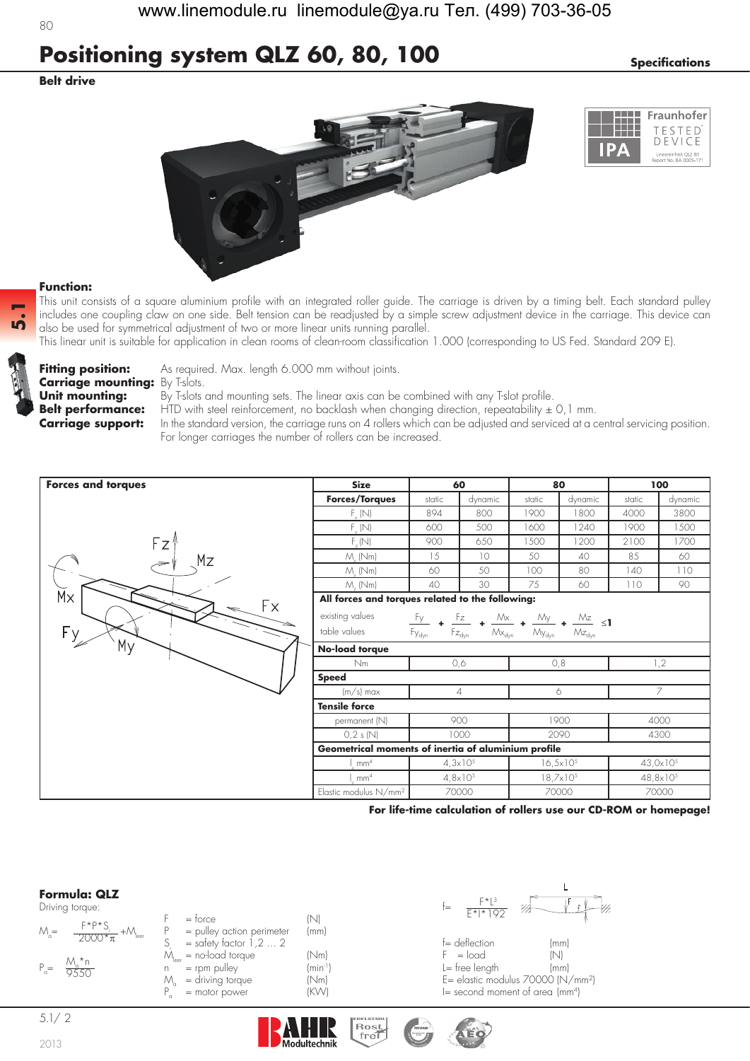# Positioning system QLZ 60, 80, 100

**Specifications**

**Belt drive**

Fraunhofer TESTED DEVICE IPA
Lineareinheit QLZ 80
Report No. BA 0005-171

**Function:**

This unit consists of a square aluminium profile with an integrated roller guide. The carriage is driven by a timing belt. Each standard pulley includes one coupling claw on one side. Belt tension can be readjusted by a simple screw adjustment device in the carriage. This device can also be used for symmetrical adjustment of two or more linear units running parallel.
This linear unit is suitable for application in clean rooms of clean-room classification 1.000 (corresponding to US Fed. Standard 209 E).

**Fitting position:** As required. Max. length 6.000 mm without joints.
**Carriage mounting:** By T-slots.
**Unit mounting:** By T-slots and mounting sets. The linear axis can be combined with any T-slot profile.
**Belt performance:** HTD with steel reinforcement, no backlash when changing direction, repeatability ± 0,1 mm.
**Carriage support:** In the standard version, the carriage runs on 4 rollers which can be adjusted and serviced at a central servicing position. For longer carriages the number of rollers can be increased.

**Forces and torques**

| Size | 60 | | 80 | | 100 | |
|---|---|---|---|---|---|---|
| **Forces/Torques** | static | dynamic | static | dynamic | static | dynamic |
| $F_x$ (N) | 894 | 800 | 1900 | 1800 | 4000 | 3800 |
| $F_y$ (N) | 600 | 500 | 1600 | 1240 | 1900 | 1500 |
| $F_z$ (N) | 900 | 650 | 1500 | 1200 | 2100 | 1700 |
| $M_x$ (Nm) | 15 | 10 | 50 | 40 | 85 | 60 |
| $M_y$ (Nm) | 60 | 50 | 100 | 80 | 140 | 110 |
| $M_z$ (Nm) | 40 | 30 | 75 | 60 | 110 | 90 |

**All forces and torques related to the following:**

existing values / table values:

$$\frac{Fy}{Fy_{dyn}} + \frac{Fz}{Fz_{dyn}} + \frac{Mx}{Mx_{dyn}} + \frac{My}{My_{dyn}} + \frac{Mz}{Mz_{dyn}} \leq 1$$

| Size | 60 | 80 | 100 |
|---|---|---|---|
| **No-load torque** | | | |
| Nm | 0,6 | 0,8 | 1,2 |
| **Speed** | | | |
| (m/s) max | 4 | 6 | 7 |
| **Tensile force** | | | |
| permanent (N) | 900 | 1900 | 4000 |
| 0,2 s (N) | 1000 | 2090 | 4300 |
| **Geometrical moments of inertia of aluminium profile** | | | |
| $I_y$ mm$^4$ | $4{,}3 \times 10^5$ | $16{,}5 \times 10^5$ | $43{,}0 \times 10^5$ |
| $I_z$ mm$^4$ | $4{,}8 \times 10^5$ | $18{,}7 \times 10^5$ | $48{,}8 \times 10^5$ |
| Elastic modulus N/mm$^2$ | 70000 | 70000 | 70000 |

**For life-time calculation of rollers use our CD-ROM or homepage!**

**Formula: QLZ**

Driving torque:

$$M_a = \frac{F \cdot P \cdot S_i}{2000 \cdot \pi} + M_{leer}$$

$$P_a = \frac{M_a \cdot n}{9550}$$

| | | |
|---|---|---|
| F | = force | (N) |
| P | = pulley action perimeter | (mm) |
| $S_i$ | = safety factor 1,2 ... 2 | |
| $M_{leer}$ | = no-load torque | (Nm) |
| n | = rpm pulley | (min$^{-1}$) |
| $M_a$ | = driving torque | (Nm) |
| $P_a$ | = motor power | (KW) |

$$f = \frac{F \cdot L^3}{E \cdot I \cdot 192}$$

| | |
|---|---|
| f= deflection | (mm) |
| F = load | (N) |
| L= free length | (mm) |
| E= elastic modulus 70000 (N/mm$^2$) | |
| I= second moment of area (mm$^4$) | |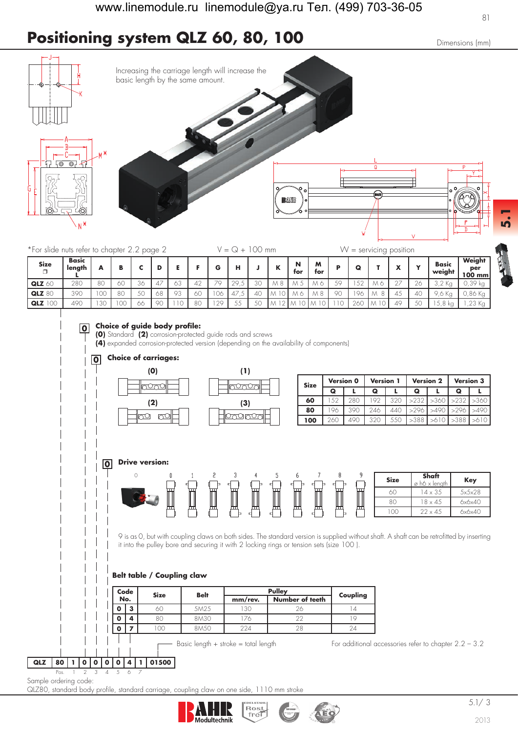# Positioning system QLZ 60, 80, 100

Dimensions (mm)

Increasing the carriage length will increase the basic length by the same amount.

*For slide nuts refer to chapter 2.2 page 2

V = Q + 100 mm

W = servicing position

| Size | Basic length L | A | B | C | D | E | F | G | H | J | K | N for | M for | P | Q | T | X | Y | Basic weight | Weight per 100 mm |
|---|---|---|---|---|---|---|---|---|---|---|---|---|---|---|---|---|---|---|---|---|
| QLZ 60 | 280 | 80 | 60 | 36 | 47 | 63 | 42 | 79 | 29,5 | 30 | M 8 | M 5 | M 6 | 59 | 152 | M 6 | 27 | 26 | 3,2 Kg | 0,39 kg |
| QLZ 80 | 390 | 100 | 80 | 50 | 68 | 93 | 60 | 106 | 47,5 | 40 | M 10 | M 6 | M 8 | 90 | 196 | M 8 | 45 | 40 | 9,6 Kg | 0,86 Kg |
| QLZ 100 | 490 | 130 | 100 | 66 | 90 | 110 | 80 | 129 | 55 | 50 | M 12 | M 10 | M 10 | 110 | 260 | M 10 | 49 | 50 | 15,8 kg | 1,23 Kg |

**0** **Choice of guide body profile:**
**(0)** Standard **(2)** corrosion-protected guide rods and screws
**(4)** expanded corrosion-protected version (depending on the availability of components)

**0** **Choice of carriages:**

(0) (1) (2) (3)

| Size | Version 0 | | Version 1 | | Version 2 | | Version 3 | |
|---|---|---|---|---|---|---|---|---|
| | Q | L | Q | L | Q | L | Q | L |
| 60 | 152 | 280 | 192 | 320 | >232 | >360 | >232 | >360 |
| 80 | 196 | 390 | 246 | 440 | >296 | >490 | >296 | >490 |
| 100 | 260 | 490 | 320 | 550 | >388 | >610 | >388 | >610 |

**0** **Drive version:**

0 0 1 2 3 4 5 6 7 8 9

| Size | Shaft ø h6 x length | Key |
|---|---|---|
| 60 | 14 x 35 | 5x5x28 |
| 80 | 18 x 45 | 6x6x40 |
| 100 | 22 x 45 | 6x6x40 |

9 is as 0, but with coupling claws on both sides. The standard version is supplied without shaft. A shaft can be retrofitted by inserting it into the pulley bore and securing it with 2 locking rings or tension sets (size 100 ).

**Belt table / Coupling claw**

| Code No. | | Size | Belt | Pulley | | Coupling |
|---|---|---|---|---|---|---|
| | | | | mm/rev. | Number of teeth | |
| 0 | 3 | 60 | 5M25 | 130 | 26 | 14 |
| 0 | 4 | 80 | 8M30 | 176 | 22 | 19 |
| 0 | 7 | 100 | 8M50 | 224 | 28 | 24 |

Basic length + stroke = total length

For additional accessories refer to chapter 2.2 – 3.2

| QLZ | 80 | 1 | 0 | 0 | 0 | 0 | 4 | 1 | 01500 |
|---|---|---|---|---|---|---|---|---|---|
| Pos. | 1 | 2 | 3 | 4 | 5 | 6 | 7 | | |

Sample ordering code:
QLZ80, standard body profile, standard carriage, coupling claw on one side, 1110 mm stroke